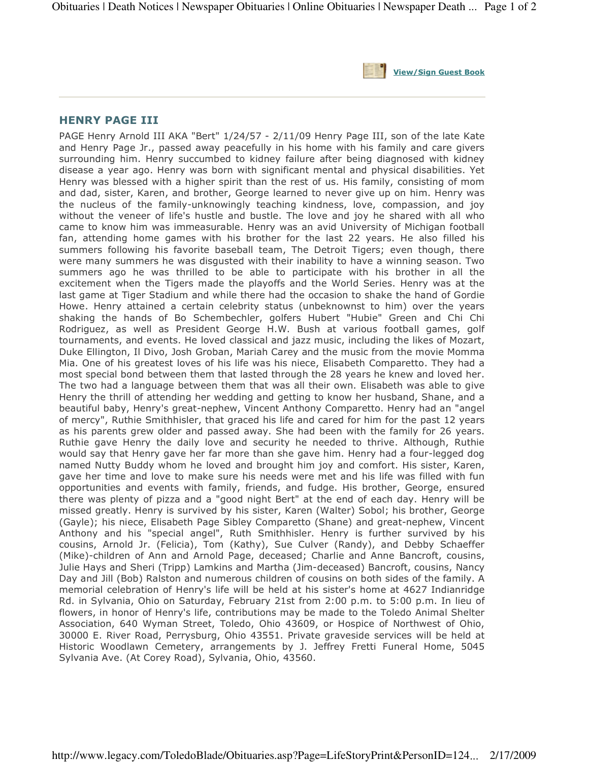View/Sign Guest Book

---

## HENRY PAGE III

PAGE Henry Arnold III AKA "Bert" 1/24/57 - 2/11/09 Henry Page III, son of the late Kate and Henry Page Jr., passed away peacefully in his home with his family and care givers surrounding him. Henry succumbed to kidney failure after being diagnosed with kidney disease a year ago. Henry was born with significant mental and physical disabilities. Yet Henry was blessed with a higher spirit than the rest of us. His family, consisting of mom and dad, sister, Karen, and brother, George learned to never give up on him. Henry was the nucleus of the family-unknowingly teaching kindness, love, compassion, and joy without the veneer of life's hustle and bustle. The love and joy he shared with all who came to know him was immeasurable. Henry was an avid University of Michigan football fan, attending home games with his brother for the last 22 years. He also filled his summers following his favorite baseball team, The Detroit Tigers; even though, there were many summers he was disgusted with their inability to have a winning season. Two summers ago he was thrilled to be able to participate with his brother in all the excitement when the Tigers made the playoffs and the World Series. Henry was at the last game at Tiger Stadium and while there had the occasion to shake the hand of Gordie Howe. Henry attained a certain celebrity status (unbeknownst to him) over the years shaking the hands of Bo Schembechler, golfers Hubert "Hubie" Green and Chi Chi Rodriguez, as well as President George H.W. Bush at various football games, golf tournaments, and events. He loved classical and jazz music, including the likes of Mozart, Duke Ellington, Il Divo, Josh Groban, Mariah Carey and the music from the movie Momma Mia. One of his greatest loves of his life was his niece, Elisabeth Comparetto. They had a most special bond between them that lasted through the 28 years he knew and loved her. The two had a language between them that was all their own. Elisabeth was able to give Henry the thrill of attending her wedding and getting to know her husband, Shane, and a beautiful baby, Henry's great-nephew, Vincent Anthony Comparetto. Henry had an "angel of mercy", Ruthie Smithhisler, that graced his life and cared for him for the past 12 years as his parents grew older and passed away. She had been with the family for 26 years. Ruthie gave Henry the daily love and security he needed to thrive. Although, Ruthie would say that Henry gave her far more than she gave him. Henry had a four-legged dog named Nutty Buddy whom he loved and brought him joy and comfort. His sister, Karen, gave her time and love to make sure his needs were met and his life was filled with fun opportunities and events with family, friends, and fudge. His brother, George, ensured there was plenty of pizza and a "good night Bert" at the end of each day. Henry will be missed greatly. Henry is survived by his sister, Karen (Walter) Sobol; his brother, George (Gayle); his niece, Elisabeth Page Sibley Comparetto (Shane) and great-nephew, Vincent Anthony and his "special angel", Ruth Smithhisler. Henry is further survived by his cousins, Arnold Jr. (Felicia), Tom (Kathy), Sue Culver (Randy), and Debby Schaeffer (Mike)-children of Ann and Arnold Page, deceased; Charlie and Anne Bancroft, cousins, Julie Hays and Sheri (Tripp) Lamkins and Martha (Jim-deceased) Bancroft, cousins, Nancy Day and Jill (Bob) Ralston and numerous children of cousins on both sides of the family. A memorial celebration of Henry's life will be held at his sister's home at 4627 Indianridge Rd. in Sylvania, Ohio on Saturday, February 21st from 2:00 p.m. to 5:00 p.m. In lieu of flowers, in honor of Henry's life, contributions may be made to the Toledo Animal Shelter Association, 640 Wyman Street, Toledo, Ohio 43609, or Hospice of Northwest of Ohio, 30000 E. River Road, Perrysburg, Ohio 43551. Private graveside services will be held at Historic Woodlawn Cemetery, arrangements by J. Jeffrey Fretti Funeral Home, 5045 Sylvania Ave. (At Corey Road), Sylvania, Ohio, 43560.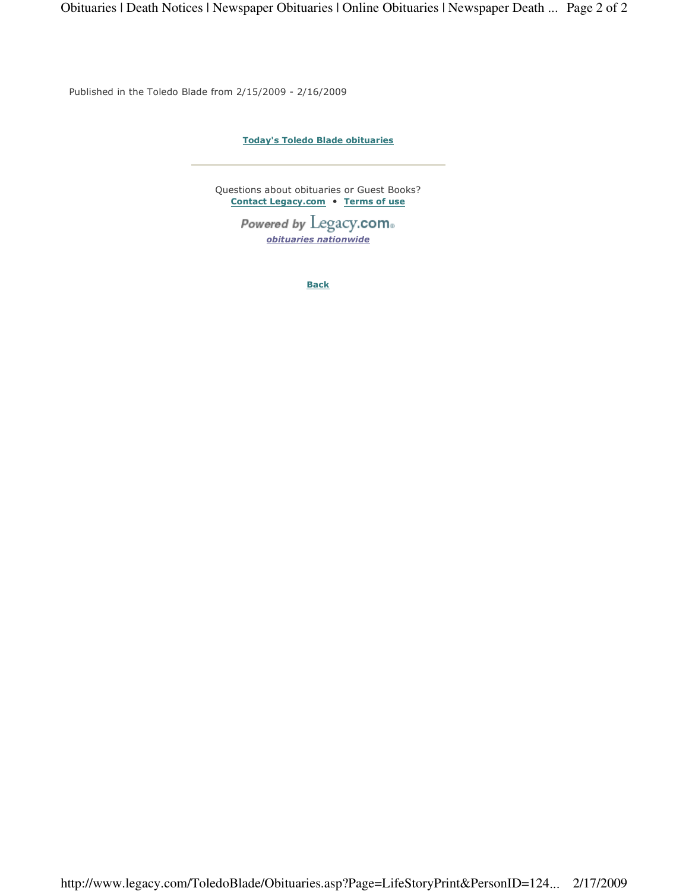Published in the Toledo Blade from 2/15/2009 - 2/16/2009

**Today's Toledo Blade obituaries**

---

Questions about obituaries or Guest Books?
**Contact Legacy.com** • **Terms of use**

Powered by Legacy.com
*obituaries nationwide*

**Back**